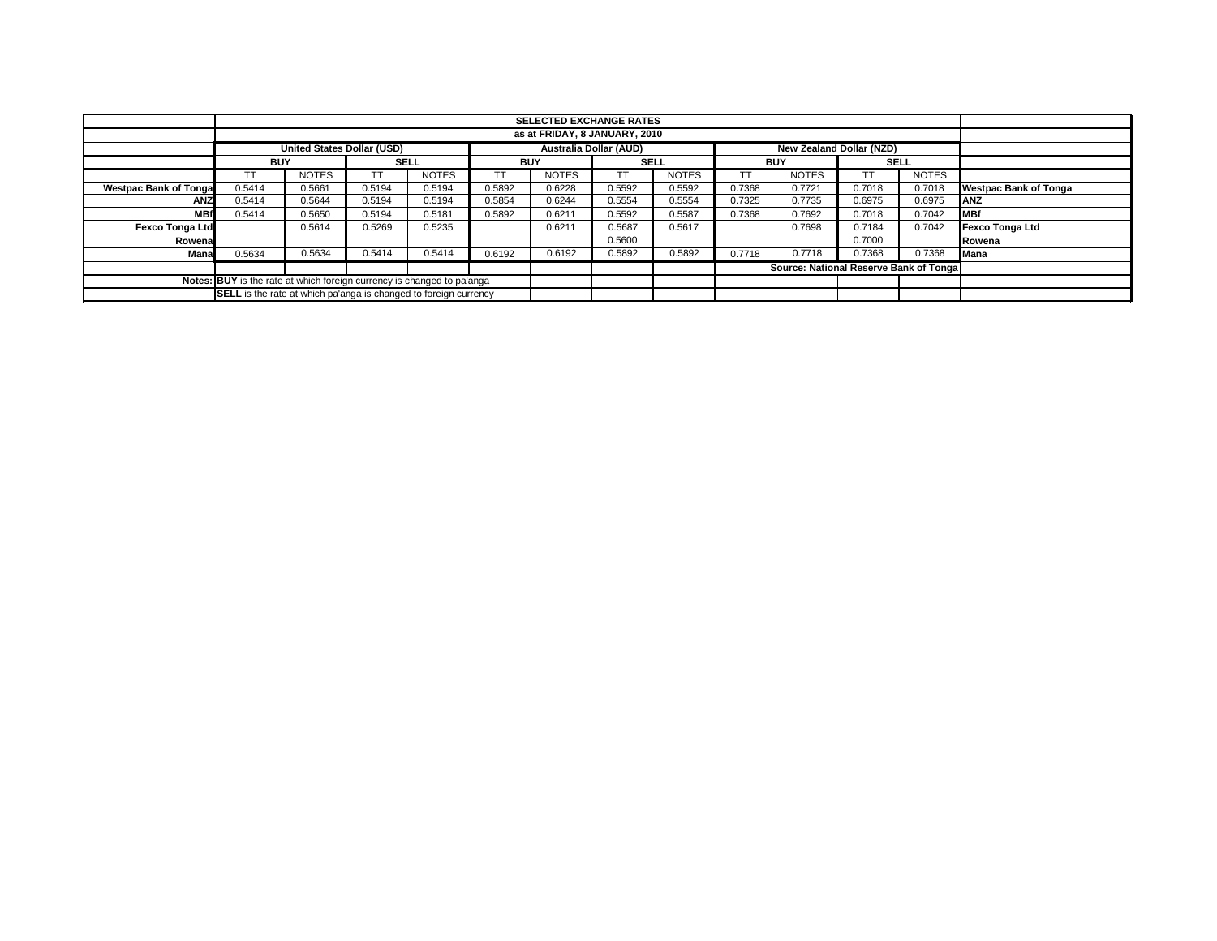| | SELECTED EXCHANGE RATES | | | | | | | | | | | | |
|---|---|---|---|---|---|---|---|---|---|---|---|---|---|
| | as at FRIDAY, 8 JANUARY, 2010 | | | | | | | | | | | | |
| | United States Dollar (USD) | | | | Australia Dollar (AUD) | | | | New Zealand Dollar (NZD) | | | | |
| | BUY | | SELL | | BUY | | SELL | | BUY | | SELL | | |
| | TT | NOTES | TT | NOTES | TT | NOTES | TT | NOTES | TT | NOTES | TT | NOTES | |
| **Westpac Bank of Tonga** | 0.5414 | 0.5661 | 0.5194 | 0.5194 | 0.5892 | 0.6228 | 0.5592 | 0.5592 | 0.7368 | 0.7721 | 0.7018 | 0.7018 | **Westpac Bank of Tonga** |
| **ANZ** | 0.5414 | 0.5644 | 0.5194 | 0.5194 | 0.5854 | 0.6244 | 0.5554 | 0.5554 | 0.7325 | 0.7735 | 0.6975 | 0.6975 | **ANZ** |
| **MBf** | 0.5414 | 0.5650 | 0.5194 | 0.5181 | 0.5892 | 0.6211 | 0.5592 | 0.5587 | 0.7368 | 0.7692 | 0.7018 | 0.7042 | **MBf** |
| **Fexco Tonga Ltd** | | 0.5614 | 0.5269 | 0.5235 | | 0.6211 | 0.5687 | 0.5617 | | 0.7698 | 0.7184 | 0.7042 | **Fexco Tonga Ltd** |
| **Rowena** | | | | | | | 0.5600 | | | | 0.7000 | | **Rowena** |
| **Mana** | 0.5634 | 0.5634 | 0.5414 | 0.5414 | 0.6192 | 0.6192 | 0.5892 | 0.5892 | 0.7718 | 0.7718 | 0.7368 | 0.7368 | **Mana** |
| | | | | | | | | | **Source: National Reserve Bank of Tonga** | | | | |
| **Notes:** | **BUY** is the rate at which foreign currency is changed to pa'anga | | | | | | | | | | | | |
| | **SELL** is the rate at which pa'anga is changed to foreign currency | | | | | | | | | | | | |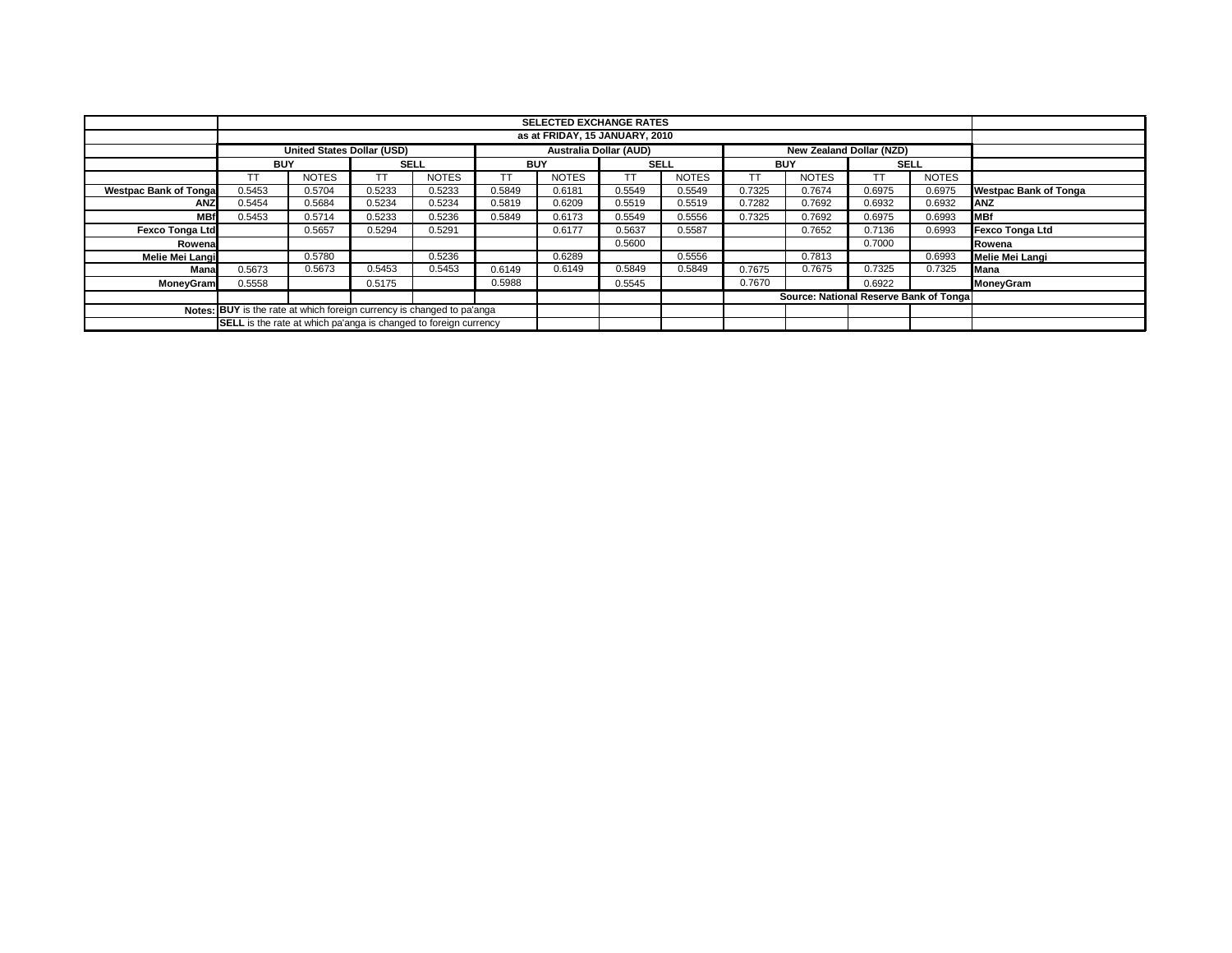| | SELECTED EXCHANGE RATES | | | | | | | | | | | | |
|---|---|---|---|---|---|---|---|---|---|---|---|---|---|
| | as at FRIDAY, 15 JANUARY, 2010 | | | | | | | | | | | | |
| | United States Dollar (USD) | | | | Australia Dollar (AUD) | | | | New Zealand Dollar (NZD) | | | | |
| | BUY | | SELL | | BUY | | SELL | | BUY | | SELL | | |
| | TT | NOTES | TT | NOTES | TT | NOTES | TT | NOTES | TT | NOTES | TT | NOTES | |
| **Westpac Bank of Tonga** | 0.5453 | 0.5704 | 0.5233 | 0.5233 | 0.5849 | 0.6181 | 0.5549 | 0.5549 | 0.7325 | 0.7674 | 0.6975 | 0.6975 | **Westpac Bank of Tonga** |
| **ANZ** | 0.5454 | 0.5684 | 0.5234 | 0.5234 | 0.5819 | 0.6209 | 0.5519 | 0.5519 | 0.7282 | 0.7692 | 0.6932 | 0.6932 | **ANZ** |
| **MBf** | 0.5453 | 0.5714 | 0.5233 | 0.5236 | 0.5849 | 0.6173 | 0.5549 | 0.5556 | 0.7325 | 0.7692 | 0.6975 | 0.6993 | **MBf** |
| **Fexco Tonga Ltd** | | 0.5657 | 0.5294 | 0.5291 | | 0.6177 | 0.5637 | 0.5587 | | 0.7652 | 0.7136 | 0.6993 | **Fexco Tonga Ltd** |
| **Rowena** | | | | | | | 0.5600 | | | | 0.7000 | | **Rowena** |
| **Melie Mei Langi** | | 0.5780 | | 0.5236 | | 0.6289 | | 0.5556 | | 0.7813 | | 0.6993 | **Melie Mei Langi** |
| **Mana** | 0.5673 | 0.5673 | 0.5453 | 0.5453 | 0.6149 | 0.6149 | 0.5849 | 0.5849 | 0.7675 | 0.7675 | 0.7325 | 0.7325 | **Mana** |
| **MoneyGram** | 0.5558 | | 0.5175 | | 0.5988 | | 0.5545 | | 0.7670 | | 0.6922 | | **MoneyGram** |
| | | | | | | | | | **Source: National Reserve Bank of Tonga** | | | | |
| **Notes:** | **BUY** is the rate at which foreign currency is changed to pa'anga | | | | | | | | | | | | |
| | **SELL** is the rate at which pa'anga is changed to foreign currency | | | | | | | | | | | | |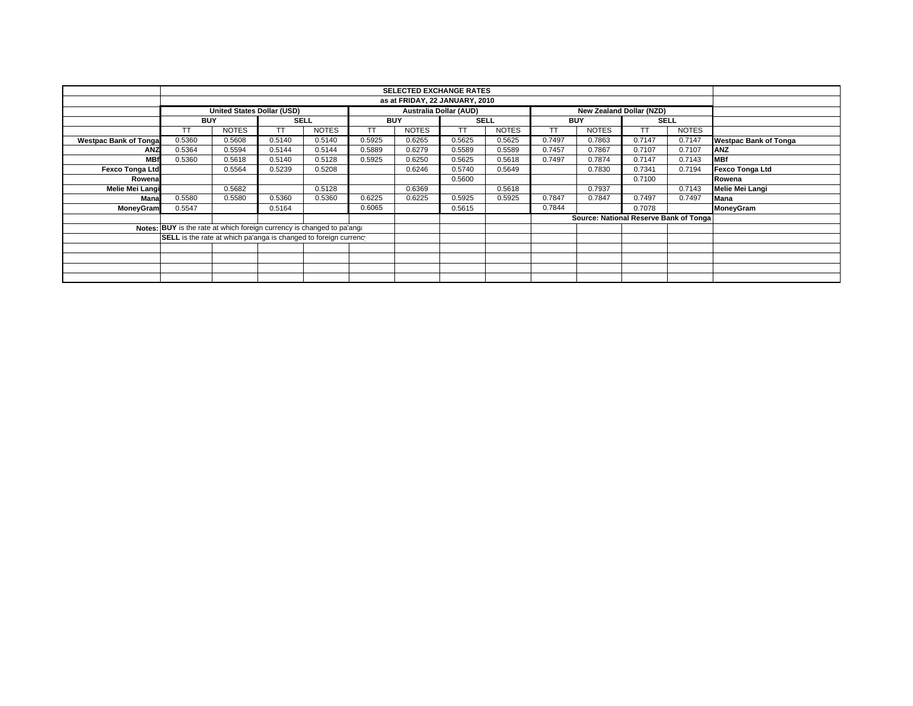# SELECTED EXCHANGE RATES

## as at FRIDAY, 22 JANUARY, 2010

| | United States Dollar (USD) | | | | Australia Dollar (AUD) | | | | New Zealand Dollar (NZD) | | | | |
|---|---|---|---|---|---|---|---|---|---|---|---|---|---|
| | BUY | | SELL | | BUY | | SELL | | BUY | | SELL | | |
| | TT | NOTES | TT | NOTES | TT | NOTES | TT | NOTES | TT | NOTES | TT | NOTES | |
| Westpac Bank of Tonga | 0.5360 | 0.5608 | 0.5140 | 0.5140 | 0.5925 | 0.6265 | 0.5625 | 0.5625 | 0.7497 | 0.7863 | 0.7147 | 0.7147 | Westpac Bank of Tonga |
| ANZ | 0.5364 | 0.5594 | 0.5144 | 0.5144 | 0.5889 | 0.6279 | 0.5589 | 0.5589 | 0.7457 | 0.7867 | 0.7107 | 0.7107 | ANZ |
| MBf | 0.5360 | 0.5618 | 0.5140 | 0.5128 | 0.5925 | 0.6250 | 0.5625 | 0.5618 | 0.7497 | 0.7874 | 0.7147 | 0.7143 | MBf |
| Fexco Tonga Ltd | | 0.5564 | 0.5239 | 0.5208 | | 0.6246 | 0.5740 | 0.5649 | | 0.7830 | 0.7341 | 0.7194 | Fexco Tonga Ltd |
| Rowena | | | | | | | 0.5600 | | | | 0.7100 | | Rowena |
| Melie Mei Langi | | 0.5682 | | 0.5128 | | 0.6369 | | 0.5618 | | 0.7937 | | 0.7143 | Melie Mei Langi |
| Mana | 0.5580 | 0.5580 | 0.5360 | 0.5360 | 0.6225 | 0.6225 | 0.5925 | 0.5925 | 0.7847 | 0.7847 | 0.7497 | 0.7497 | Mana |
| MoneyGram | 0.5547 | | 0.5164 | | 0.6065 | | 0.5615 | | 0.7844 | | 0.7078 | | MoneyGram |

Source: National Reserve Bank of Tonga

Notes: **BUY** is the rate at which foreign currency is changed to pa'anga

**SELL** is the rate at which pa'anga is changed to foreign currency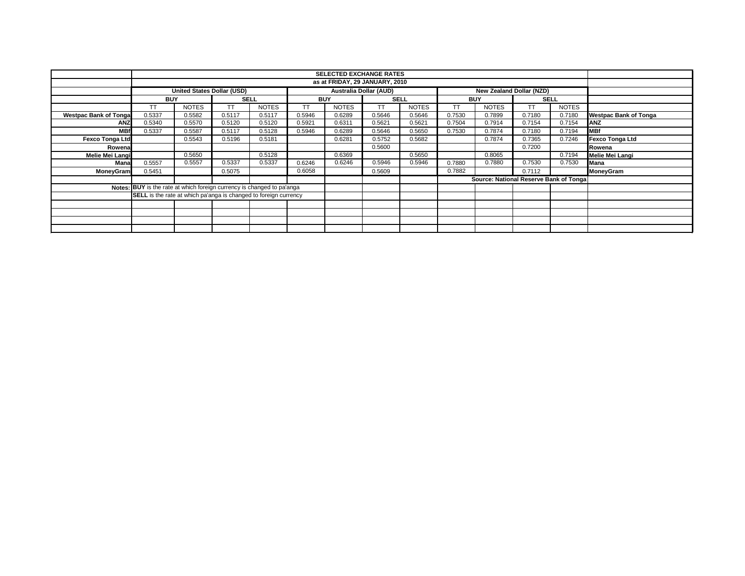| | SELECTED EXCHANGE RATES | | | | | | | | | | | | |
|---|---|---|---|---|---|---|---|---|---|---|---|---|---|
| | as at FRIDAY, 29 JANUARY, 2010 | | | | | | | | | | | | |
| | United States Dollar (USD) | | | | Australia Dollar (AUD) | | | | New Zealand Dollar (NZD) | | | | |
| | BUY | | SELL | | BUY | | SELL | | BUY | | SELL | | |
| | TT | NOTES | TT | NOTES | TT | NOTES | TT | NOTES | TT | NOTES | TT | NOTES | |
| **Westpac Bank of Tonga** | 0.5337 | 0.5582 | 0.5117 | 0.5117 | 0.5946 | 0.6289 | 0.5646 | 0.5646 | 0.7530 | 0.7899 | 0.7180 | 0.7180 | **Westpac Bank of Tonga** |
| **ANZ** | 0.5340 | 0.5570 | 0.5120 | 0.5120 | 0.5921 | 0.6311 | 0.5621 | 0.5621 | 0.7504 | 0.7914 | 0.7154 | 0.7154 | **ANZ** |
| **MBf** | 0.5337 | 0.5587 | 0.5117 | 0.5128 | 0.5946 | 0.6289 | 0.5646 | 0.5650 | 0.7530 | 0.7874 | 0.7180 | 0.7194 | **MBf** |
| **Fexco Tonga Ltd** | | 0.5543 | 0.5196 | 0.5181 | | 0.6281 | 0.5752 | 0.5682 | | 0.7874 | 0.7365 | 0.7246 | **Fexco Tonga Ltd** |
| **Rowena** | | | | | | | 0.5600 | | | | 0.7200 | | **Rowena** |
| **Melie Mei Langi** | | 0.5650 | | 0.5128 | | 0.6369 | | 0.5650 | | 0.8065 | | 0.7194 | **Melie Mei Langi** |
| **Mana** | 0.5557 | 0.5557 | 0.5337 | 0.5337 | 0.6246 | 0.6246 | 0.5946 | 0.5946 | 0.7880 | 0.7880 | 0.7530 | 0.7530 | **Mana** |
| **MoneyGram** | 0.5451 | | 0.5075 | | 0.6058 | | 0.5609 | | 0.7882 | | 0.7112 | | **MoneyGram** |
| | | | | | | | | | **Source: National Reserve Bank of Tonga** | | | | |
| **Notes:** | **BUY** is the rate at which foreign currency is changed to pa'anga | | | | | | | | | | | | |
| | **SELL** is the rate at which pa'anga is changed to foreign currency | | | | | | | | | | | | |